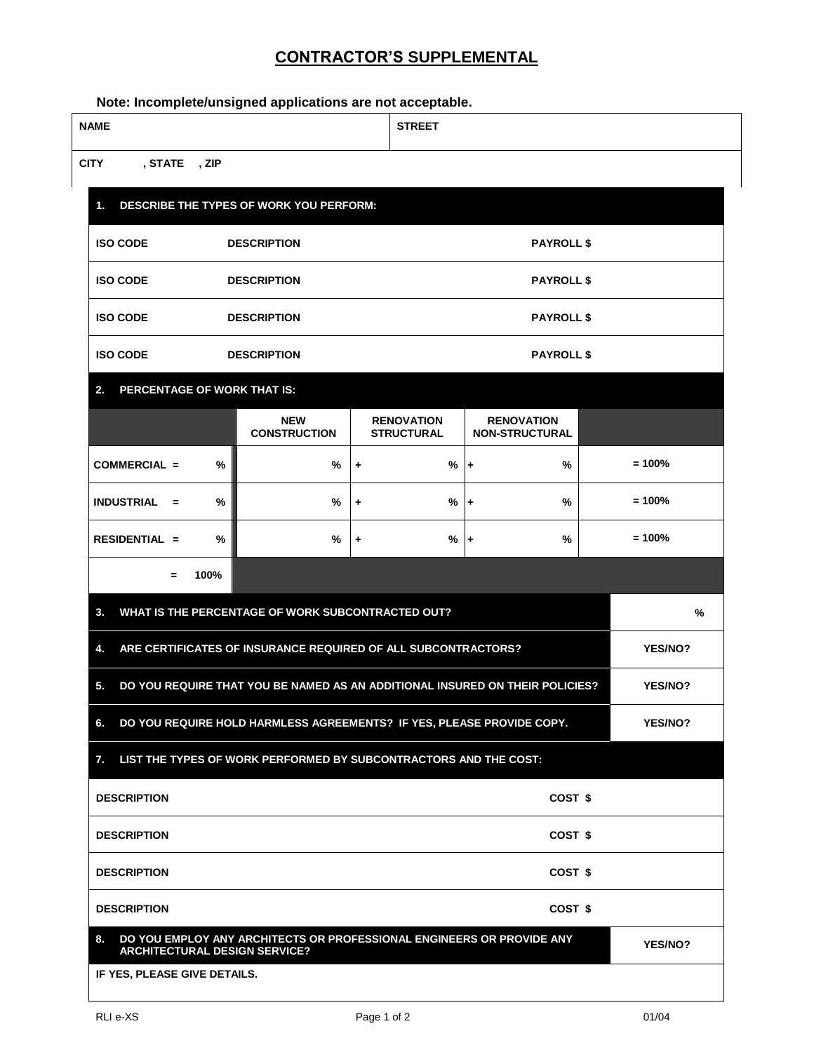# CONTRACTOR'S SUPPLEMENTAL

**Note: Incomplete/unsigned applications are not acceptable.**

| NAME | STREET |
|---|---|
| CITY , STATE , ZIP | |

**1. DESCRIBE THE TYPES OF WORK YOU PERFORM:**

| ISO CODE | DESCRIPTION | PAYROLL $ |
|---|---|---|
| ISO CODE | DESCRIPTION | PAYROLL $ |
| ISO CODE | DESCRIPTION | PAYROLL $ |
| ISO CODE | DESCRIPTION | PAYROLL $ |

**2. PERCENTAGE OF WORK THAT IS:**

| | NEW CONSTRUCTION | RENOVATION STRUCTURAL | RENOVATION NON-STRUCTURAL | |
|---|---|---|---|---|
| COMMERCIAL = % | % | + % | + % | = 100% |
| INDUSTRIAL = % | % | + % | + % | = 100% |
| RESIDENTIAL = % | % | + % | + % | = 100% |
| = 100% | | | | |

| | |
|---|---|
| **3. WHAT IS THE PERCENTAGE OF WORK SUBCONTRACTED OUT?** | % |
| **4. ARE CERTIFICATES OF INSURANCE REQUIRED OF ALL SUBCONTRACTORS?** | YES/NO? |
| **5. DO YOU REQUIRE THAT YOU BE NAMED AS AN ADDITIONAL INSURED ON THEIR POLICIES?** | YES/NO? |
| **6. DO YOU REQUIRE HOLD HARMLESS AGREEMENTS? IF YES, PLEASE PROVIDE COPY.** | YES/NO? |

**7. LIST THE TYPES OF WORK PERFORMED BY SUBCONTRACTORS AND THE COST:**

| DESCRIPTION | COST $ |
|---|---|
| DESCRIPTION | COST $ |
| DESCRIPTION | COST $ |
| DESCRIPTION | COST $ |

| | |
|---|---|
| **8. DO YOU EMPLOY ANY ARCHITECTS OR PROFESSIONAL ENGINEERS OR PROVIDE ANY ARCHITECTURAL DESIGN SERVICE?** | YES/NO? |
| IF YES, PLEASE GIVE DETAILS. | |

RLI e-XS 01/04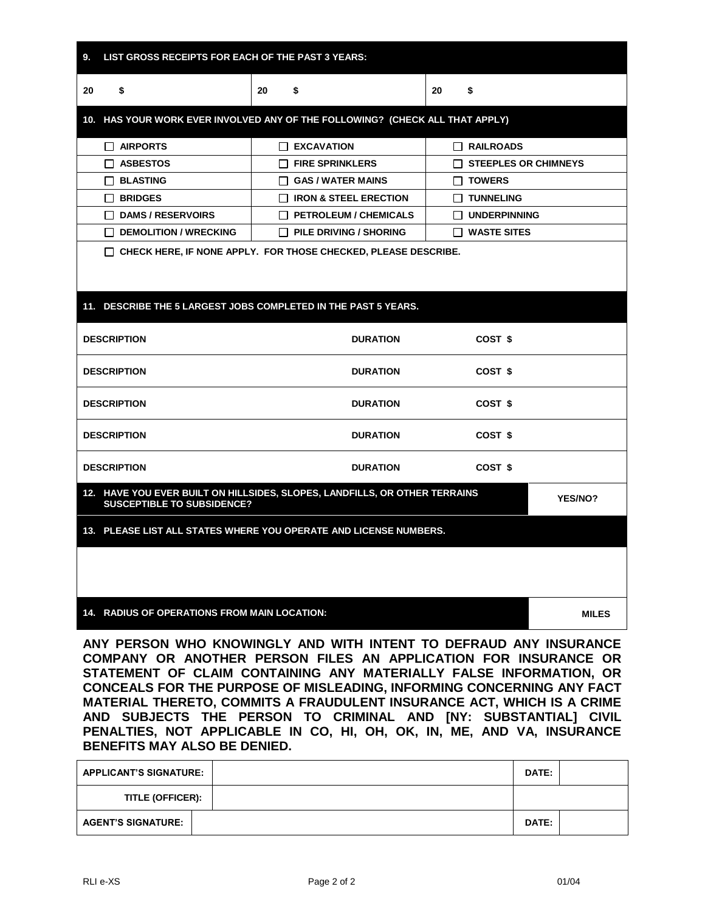## 9. LIST GROSS RECEIPTS FOR EACH OF THE PAST 3 YEARS:

| | | |
|---|---|---|
| 20 $ | 20 $ | 20 $ |

## 10. HAS YOUR WORK EVER INVOLVED ANY OF THE FOLLOWING? (CHECK ALL THAT APPLY)

| | | |
|---|---|---|
| ☐ AIRPORTS | ☐ EXCAVATION | ☐ RAILROADS |
| ☐ ASBESTOS | ☐ FIRE SPRINKLERS | ☐ STEEPLES OR CHIMNEYS |
| ☐ BLASTING | ☐ GAS / WATER MAINS | ☐ TOWERS |
| ☐ BRIDGES | ☐ IRON & STEEL ERECTION | ☐ TUNNELING |
| ☐ DAMS / RESERVOIRS | ☐ PETROLEUM / CHEMICALS | ☐ UNDERPINNING |
| ☐ DEMOLITION / WRECKING | ☐ PILE DRIVING / SHORING | ☐ WASTE SITES |

☐ CHECK HERE, IF NONE APPLY. FOR THOSE CHECKED, PLEASE DESCRIBE.

## 11. DESCRIBE THE 5 LARGEST JOBS COMPLETED IN THE PAST 5 YEARS.

| | | |
|---|---|---|
| DESCRIPTION | DURATION | COST $ |
| DESCRIPTION | DURATION | COST $ |
| DESCRIPTION | DURATION | COST $ |
| DESCRIPTION | DURATION | COST $ |
| DESCRIPTION | DURATION | COST $ |

## 12. HAVE YOU EVER BUILT ON HILLSIDES, SLOPES, LANDFILLS, OR OTHER TERRAINS SUSCEPTIBLE TO SUBSIDENCE?

YES/NO?

## 13. PLEASE LIST ALL STATES WHERE YOU OPERATE AND LICENSE NUMBERS.

## 14. RADIUS OF OPERATIONS FROM MAIN LOCATION:

MILES

**ANY PERSON WHO KNOWINGLY AND WITH INTENT TO DEFRAUD ANY INSURANCE COMPANY OR ANOTHER PERSON FILES AN APPLICATION FOR INSURANCE OR STATEMENT OF CLAIM CONTAINING ANY MATERIALLY FALSE INFORMATION, OR CONCEALS FOR THE PURPOSE OF MISLEADING, INFORMING CONCERNING ANY FACT MATERIAL THERETO, COMMITS A FRAUDULENT INSURANCE ACT, WHICH IS A CRIME AND SUBJECTS THE PERSON TO CRIMINAL AND [NY: SUBSTANTIAL] CIVIL PENALTIES, NOT APPLICABLE IN CO, HI, OH, OK, IN, ME, AND VA, INSURANCE BENEFITS MAY ALSO BE DENIED.**

| | | | |
|---|---|---|---|
| APPLICANT'S SIGNATURE: | | DATE: | |
| TITLE (OFFICER): | | | |
| AGENT'S SIGNATURE: | | DATE: | |

RLI e-XS 01/04